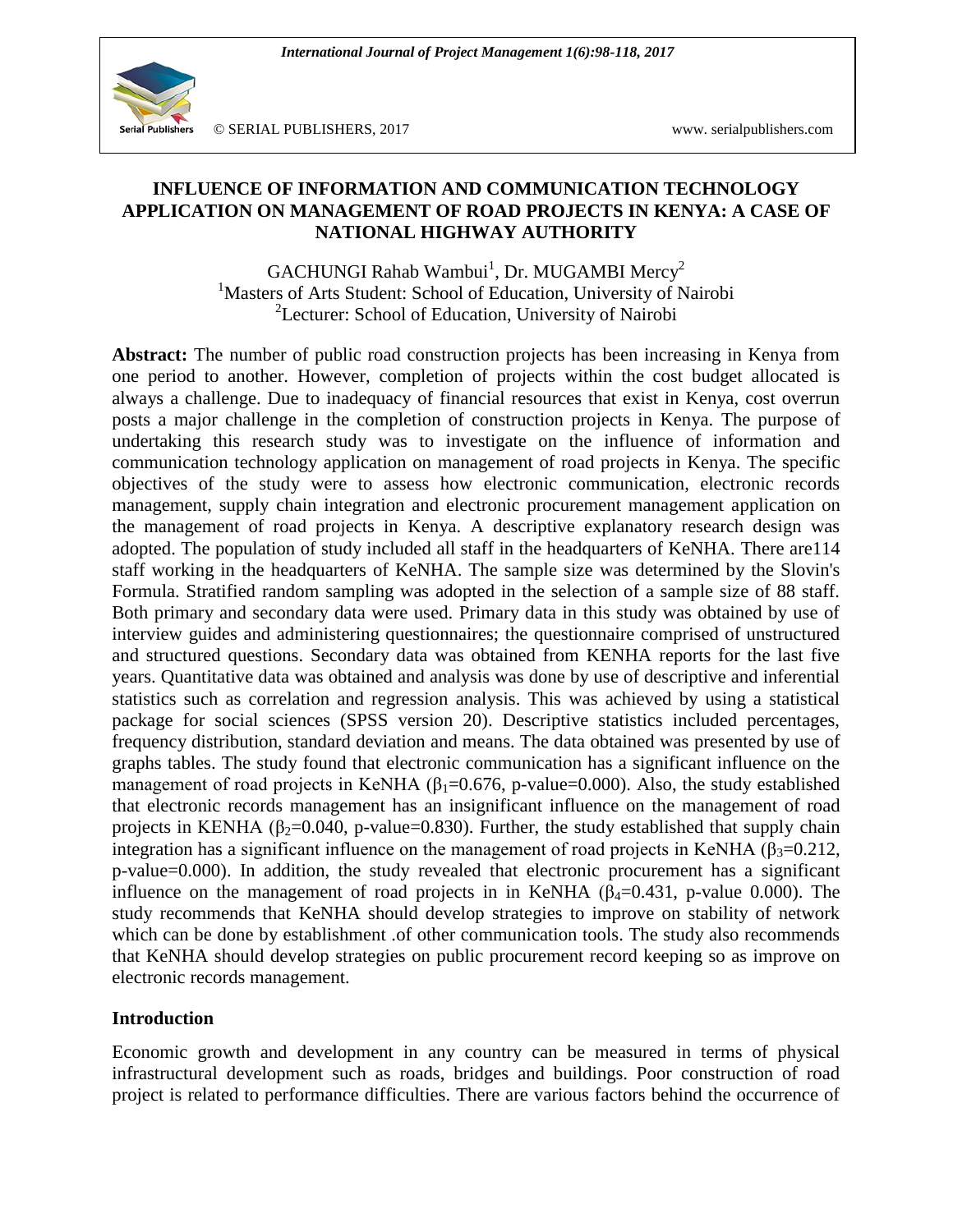# INFLUENCE OF INFORMATION AND COMMUNICATION TECHNOLOGY APPLICATION ON MANAGEMENT OF ROAD PROJECTS IN KENYA: A CASE OF NATIONAL HIGHWAY AUTHORITY

GACHUNGI Rahab Wambui[1], Dr. MUGAMBI Mercy[2]

[1]Masters of Arts Student: School of Education, University of Nairobi

[2]Lecturer: School of Education, University of Nairobi

**Abstract:** The number of public road construction projects has been increasing in Kenya from one period to another. However, completion of projects within the cost budget allocated is always a challenge. Due to inadequacy of financial resources that exist in Kenya, cost overrun posts a major challenge in the completion of construction projects in Kenya. The purpose of undertaking this research study was to investigate on the influence of information and communication technology application on management of road projects in Kenya. The specific objectives of the study were to assess how electronic communication, electronic records management, supply chain integration and electronic procurement management application on the management of road projects in Kenya. A descriptive explanatory research design was adopted. The population of study included all staff in the headquarters of KeNHA. There are114 staff working in the headquarters of KeNHA. The sample size was determined by the Slovin's Formula. Stratified random sampling was adopted in the selection of a sample size of 88 staff. Both primary and secondary data were used. Primary data in this study was obtained by use of interview guides and administering questionnaires; the questionnaire comprised of unstructured and structured questions. Secondary data was obtained from KENHA reports for the last five years. Quantitative data was obtained and analysis was done by use of descriptive and inferential statistics such as correlation and regression analysis. This was achieved by using a statistical package for social sciences (SPSS version 20). Descriptive statistics included percentages, frequency distribution, standard deviation and means. The data obtained was presented by use of graphs tables. The study found that electronic communication has a significant influence on the management of road projects in KeNHA ($\beta_1$=0.676, p-value=0.000). Also, the study established that electronic records management has an insignificant influence on the management of road projects in KENHA ($\beta_2$=0.040, p-value=0.830). Further, the study established that supply chain integration has a significant influence on the management of road projects in KeNHA ($\beta_3$=0.212, p-value=0.000). In addition, the study revealed that electronic procurement has a significant influence on the management of road projects in in KeNHA ($\beta_4$=0.431, p-value 0.000). The study recommends that KeNHA should develop strategies to improve on stability of network which can be done by establishment .of other communication tools. The study also recommends that KeNHA should develop strategies on public procurement record keeping so as improve on electronic records management.

## Introduction

Economic growth and development in any country can be measured in terms of physical infrastructural development such as roads, bridges and buildings. Poor construction of road project is related to performance difficulties. There are various factors behind the occurrence of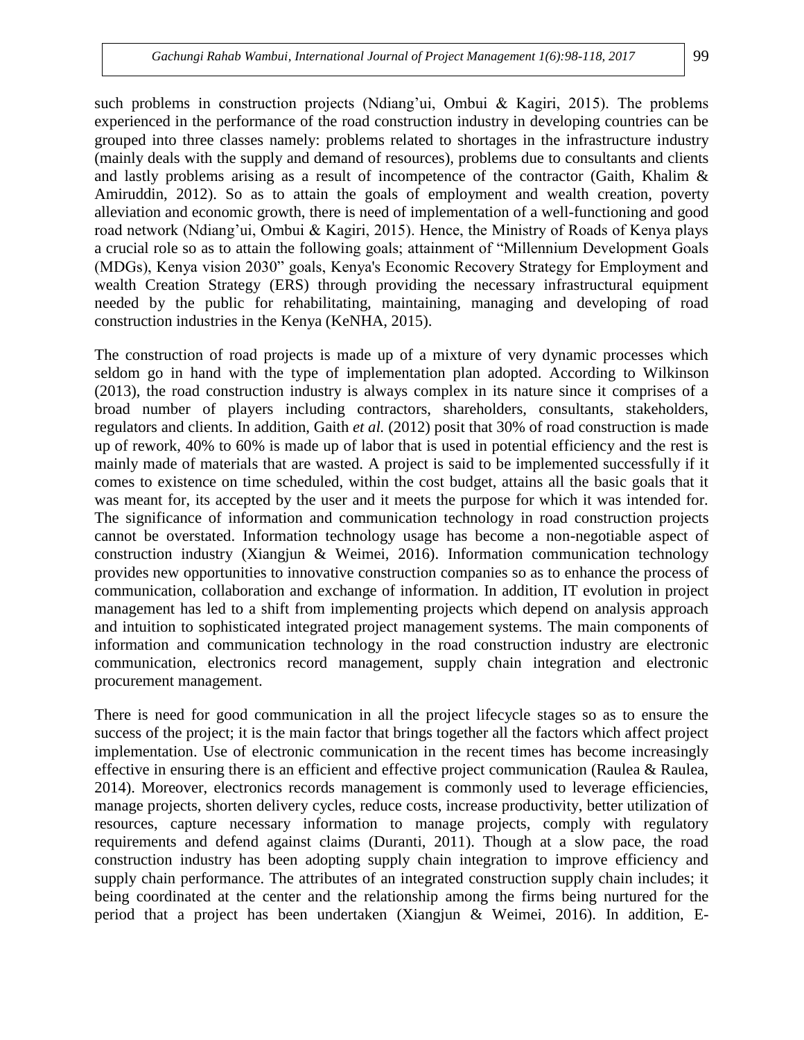such problems in construction projects (Ndiang'ui, Ombui & Kagiri, 2015). The problems experienced in the performance of the road construction industry in developing countries can be grouped into three classes namely: problems related to shortages in the infrastructure industry (mainly deals with the supply and demand of resources), problems due to consultants and clients and lastly problems arising as a result of incompetence of the contractor (Gaith, Khalim & Amiruddin, 2012). So as to attain the goals of employment and wealth creation, poverty alleviation and economic growth, there is need of implementation of a well-functioning and good road network (Ndiang'ui, Ombui & Kagiri, 2015). Hence, the Ministry of Roads of Kenya plays a crucial role so as to attain the following goals; attainment of "Millennium Development Goals (MDGs), Kenya vision 2030" goals, Kenya's Economic Recovery Strategy for Employment and wealth Creation Strategy (ERS) through providing the necessary infrastructural equipment needed by the public for rehabilitating, maintaining, managing and developing of road construction industries in the Kenya (KeNHA, 2015).

The construction of road projects is made up of a mixture of very dynamic processes which seldom go in hand with the type of implementation plan adopted. According to Wilkinson (2013), the road construction industry is always complex in its nature since it comprises of a broad number of players including contractors, shareholders, consultants, stakeholders, regulators and clients. In addition, Gaith *et al.* (2012) posit that 30% of road construction is made up of rework, 40% to 60% is made up of labor that is used in potential efficiency and the rest is mainly made of materials that are wasted. A project is said to be implemented successfully if it comes to existence on time scheduled, within the cost budget, attains all the basic goals that it was meant for, its accepted by the user and it meets the purpose for which it was intended for. The significance of information and communication technology in road construction projects cannot be overstated. Information technology usage has become a non-negotiable aspect of construction industry (Xiangjun & Weimei, 2016). Information communication technology provides new opportunities to innovative construction companies so as to enhance the process of communication, collaboration and exchange of information. In addition, IT evolution in project management has led to a shift from implementing projects which depend on analysis approach and intuition to sophisticated integrated project management systems. The main components of information and communication technology in the road construction industry are electronic communication, electronics record management, supply chain integration and electronic procurement management.

There is need for good communication in all the project lifecycle stages so as to ensure the success of the project; it is the main factor that brings together all the factors which affect project implementation. Use of electronic communication in the recent times has become increasingly effective in ensuring there is an efficient and effective project communication (Raulea & Raulea, 2014). Moreover, electronics records management is commonly used to leverage efficiencies, manage projects, shorten delivery cycles, reduce costs, increase productivity, better utilization of resources, capture necessary information to manage projects, comply with regulatory requirements and defend against claims (Duranti, 2011). Though at a slow pace, the road construction industry has been adopting supply chain integration to improve efficiency and supply chain performance. The attributes of an integrated construction supply chain includes; it being coordinated at the center and the relationship among the firms being nurtured for the period that a project has been undertaken (Xiangjun & Weimei, 2016). In addition, E-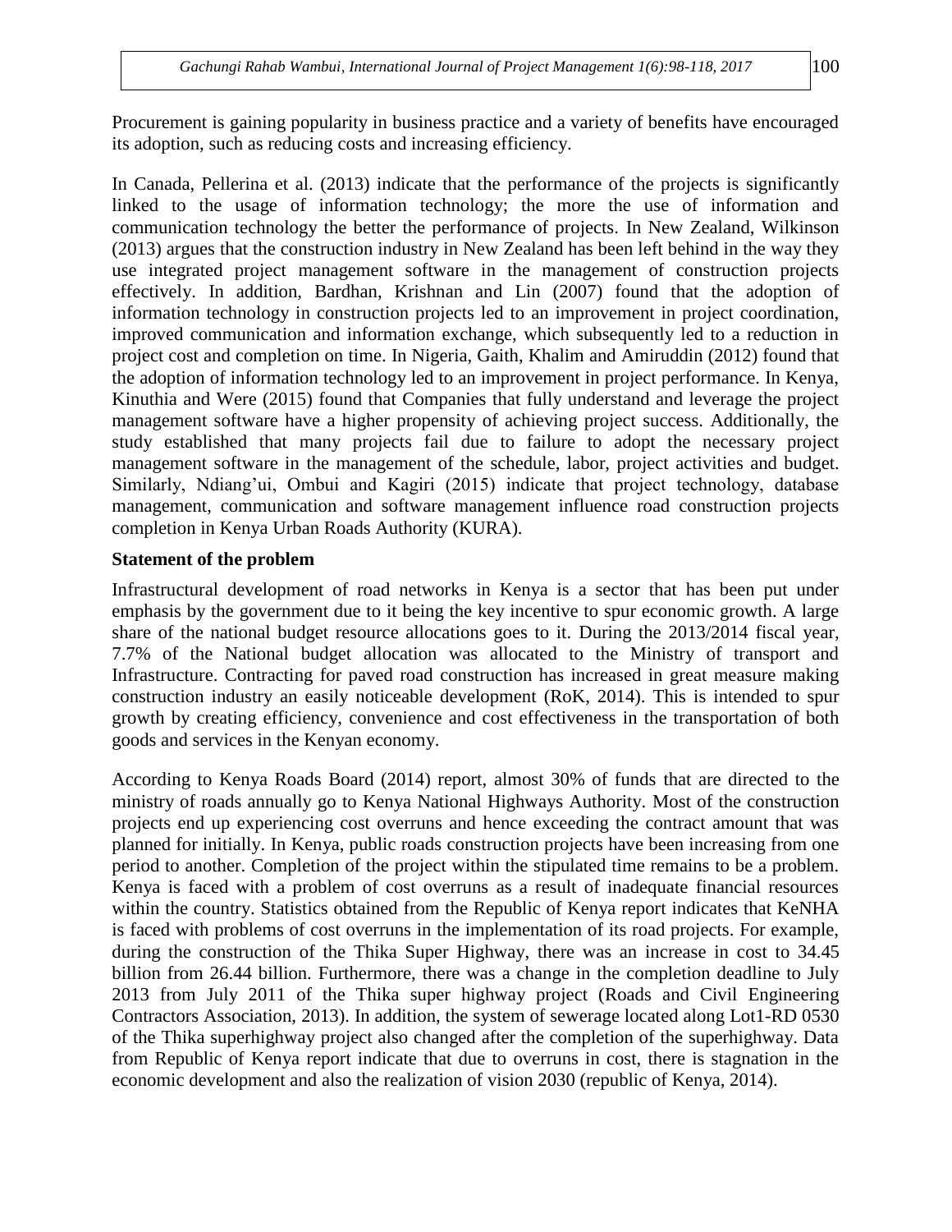Procurement is gaining popularity in business practice and a variety of benefits have encouraged its adoption, such as reducing costs and increasing efficiency.

In Canada, Pellerina et al. (2013) indicate that the performance of the projects is significantly linked to the usage of information technology; the more the use of information and communication technology the better the performance of projects. In New Zealand, Wilkinson (2013) argues that the construction industry in New Zealand has been left behind in the way they use integrated project management software in the management of construction projects effectively. In addition, Bardhan, Krishnan and Lin (2007) found that the adoption of information technology in construction projects led to an improvement in project coordination, improved communication and information exchange, which subsequently led to a reduction in project cost and completion on time. In Nigeria, Gaith, Khalim and Amiruddin (2012) found that the adoption of information technology led to an improvement in project performance. In Kenya, Kinuthia and Were (2015) found that Companies that fully understand and leverage the project management software have a higher propensity of achieving project success. Additionally, the study established that many projects fail due to failure to adopt the necessary project management software in the management of the schedule, labor, project activities and budget. Similarly, Ndiang'ui, Ombui and Kagiri (2015) indicate that project technology, database management, communication and software management influence road construction projects completion in Kenya Urban Roads Authority (KURA).

**Statement of the problem**

Infrastructural development of road networks in Kenya is a sector that has been put under emphasis by the government due to it being the key incentive to spur economic growth. A large share of the national budget resource allocations goes to it. During the 2013/2014 fiscal year, 7.7% of the National budget allocation was allocated to the Ministry of transport and Infrastructure. Contracting for paved road construction has increased in great measure making construction industry an easily noticeable development (RoK, 2014). This is intended to spur growth by creating efficiency, convenience and cost effectiveness in the transportation of both goods and services in the Kenyan economy.

According to Kenya Roads Board (2014) report, almost 30% of funds that are directed to the ministry of roads annually go to Kenya National Highways Authority. Most of the construction projects end up experiencing cost overruns and hence exceeding the contract amount that was planned for initially. In Kenya, public roads construction projects have been increasing from one period to another. Completion of the project within the stipulated time remains to be a problem. Kenya is faced with a problem of cost overruns as a result of inadequate financial resources within the country. Statistics obtained from the Republic of Kenya report indicates that KeNHA is faced with problems of cost overruns in the implementation of its road projects. For example, during the construction of the Thika Super Highway, there was an increase in cost to 34.45 billion from 26.44 billion. Furthermore, there was a change in the completion deadline to July 2013 from July 2011 of the Thika super highway project (Roads and Civil Engineering Contractors Association, 2013). In addition, the system of sewerage located along Lot1-RD 0530 of the Thika superhighway project also changed after the completion of the superhighway. Data from Republic of Kenya report indicate that due to overruns in cost, there is stagnation in the economic development and also the realization of vision 2030 (republic of Kenya, 2014).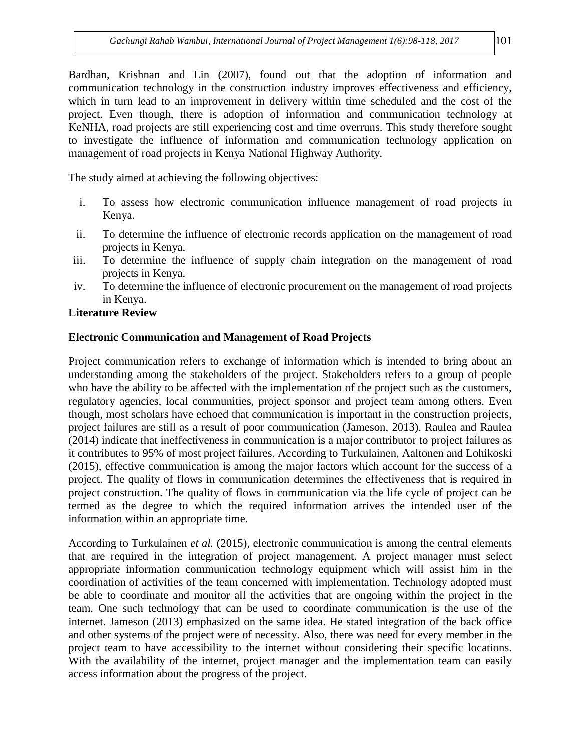Bardhan, Krishnan and Lin (2007), found out that the adoption of information and communication technology in the construction industry improves effectiveness and efficiency, which in turn lead to an improvement in delivery within time scheduled and the cost of the project. Even though, there is adoption of information and communication technology at KeNHA, road projects are still experiencing cost and time overruns. This study therefore sought to investigate the influence of information and communication technology application on management of road projects in Kenya National Highway Authority.

The study aimed at achieving the following objectives:

i. To assess how electronic communication influence management of road projects in Kenya.
ii. To determine the influence of electronic records application on the management of road projects in Kenya.
iii. To determine the influence of supply chain integration on the management of road projects in Kenya.
iv. To determine the influence of electronic procurement on the management of road projects in Kenya.

## Literature Review

### Electronic Communication and Management of Road Projects

Project communication refers to exchange of information which is intended to bring about an understanding among the stakeholders of the project. Stakeholders refers to a group of people who have the ability to be affected with the implementation of the project such as the customers, regulatory agencies, local communities, project sponsor and project team among others. Even though, most scholars have echoed that communication is important in the construction projects, project failures are still as a result of poor communication (Jameson, 2013). Raulea and Raulea (2014) indicate that ineffectiveness in communication is a major contributor to project failures as it contributes to 95% of most project failures. According to Turkulainen, Aaltonen and Lohikoski (2015), effective communication is among the major factors which account for the success of a project. The quality of flows in communication determines the effectiveness that is required in project construction. The quality of flows in communication via the life cycle of project can be termed as the degree to which the required information arrives the intended user of the information within an appropriate time.

According to Turkulainen *et al.* (2015), electronic communication is among the central elements that are required in the integration of project management. A project manager must select appropriate information communication technology equipment which will assist him in the coordination of activities of the team concerned with implementation. Technology adopted must be able to coordinate and monitor all the activities that are ongoing within the project in the team. One such technology that can be used to coordinate communication is the use of the internet. Jameson (2013) emphasized on the same idea. He stated integration of the back office and other systems of the project were of necessity. Also, there was need for every member in the project team to have accessibility to the internet without considering their specific locations. With the availability of the internet, project manager and the implementation team can easily access information about the progress of the project.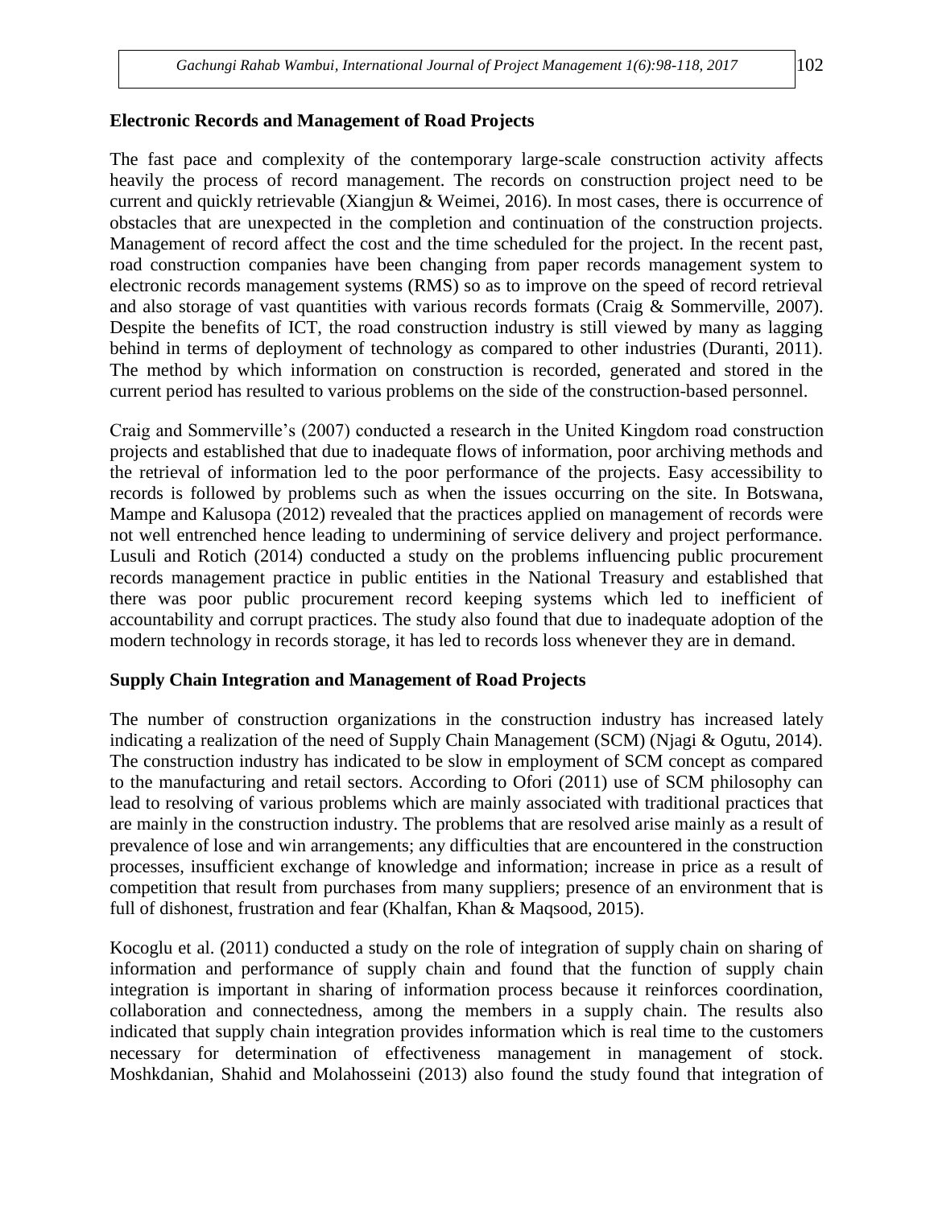**Electronic Records and Management of Road Projects**

The fast pace and complexity of the contemporary large-scale construction activity affects heavily the process of record management. The records on construction project need to be current and quickly retrievable (Xiangjun & Weimei, 2016). In most cases, there is occurrence of obstacles that are unexpected in the completion and continuation of the construction projects. Management of record affect the cost and the time scheduled for the project. In the recent past, road construction companies have been changing from paper records management system to electronic records management systems (RMS) so as to improve on the speed of record retrieval and also storage of vast quantities with various records formats (Craig & Sommerville, 2007). Despite the benefits of ICT, the road construction industry is still viewed by many as lagging behind in terms of deployment of technology as compared to other industries (Duranti, 2011). The method by which information on construction is recorded, generated and stored in the current period has resulted to various problems on the side of the construction-based personnel.

Craig and Sommerville's (2007) conducted a research in the United Kingdom road construction projects and established that due to inadequate flows of information, poor archiving methods and the retrieval of information led to the poor performance of the projects. Easy accessibility to records is followed by problems such as when the issues occurring on the site. In Botswana, Mampe and Kalusopa (2012) revealed that the practices applied on management of records were not well entrenched hence leading to undermining of service delivery and project performance. Lusuli and Rotich (2014) conducted a study on the problems influencing public procurement records management practice in public entities in the National Treasury and established that there was poor public procurement record keeping systems which led to inefficient of accountability and corrupt practices. The study also found that due to inadequate adoption of the modern technology in records storage, it has led to records loss whenever they are in demand.

**Supply Chain Integration and Management of Road Projects**

The number of construction organizations in the construction industry has increased lately indicating a realization of the need of Supply Chain Management (SCM) (Njagi & Ogutu, 2014). The construction industry has indicated to be slow in employment of SCM concept as compared to the manufacturing and retail sectors. According to Ofori (2011) use of SCM philosophy can lead to resolving of various problems which are mainly associated with traditional practices that are mainly in the construction industry. The problems that are resolved arise mainly as a result of prevalence of lose and win arrangements; any difficulties that are encountered in the construction processes, insufficient exchange of knowledge and information; increase in price as a result of competition that result from purchases from many suppliers; presence of an environment that is full of dishonest, frustration and fear (Khalfan, Khan & Maqsood, 2015).

Kocoglu et al. (2011) conducted a study on the role of integration of supply chain on sharing of information and performance of supply chain and found that the function of supply chain integration is important in sharing of information process because it reinforces coordination, collaboration and connectedness, among the members in a supply chain. The results also indicated that supply chain integration provides information which is real time to the customers necessary for determination of effectiveness management in management of stock. Moshkdanian, Shahid and Molahosseini (2013) also found the study found that integration of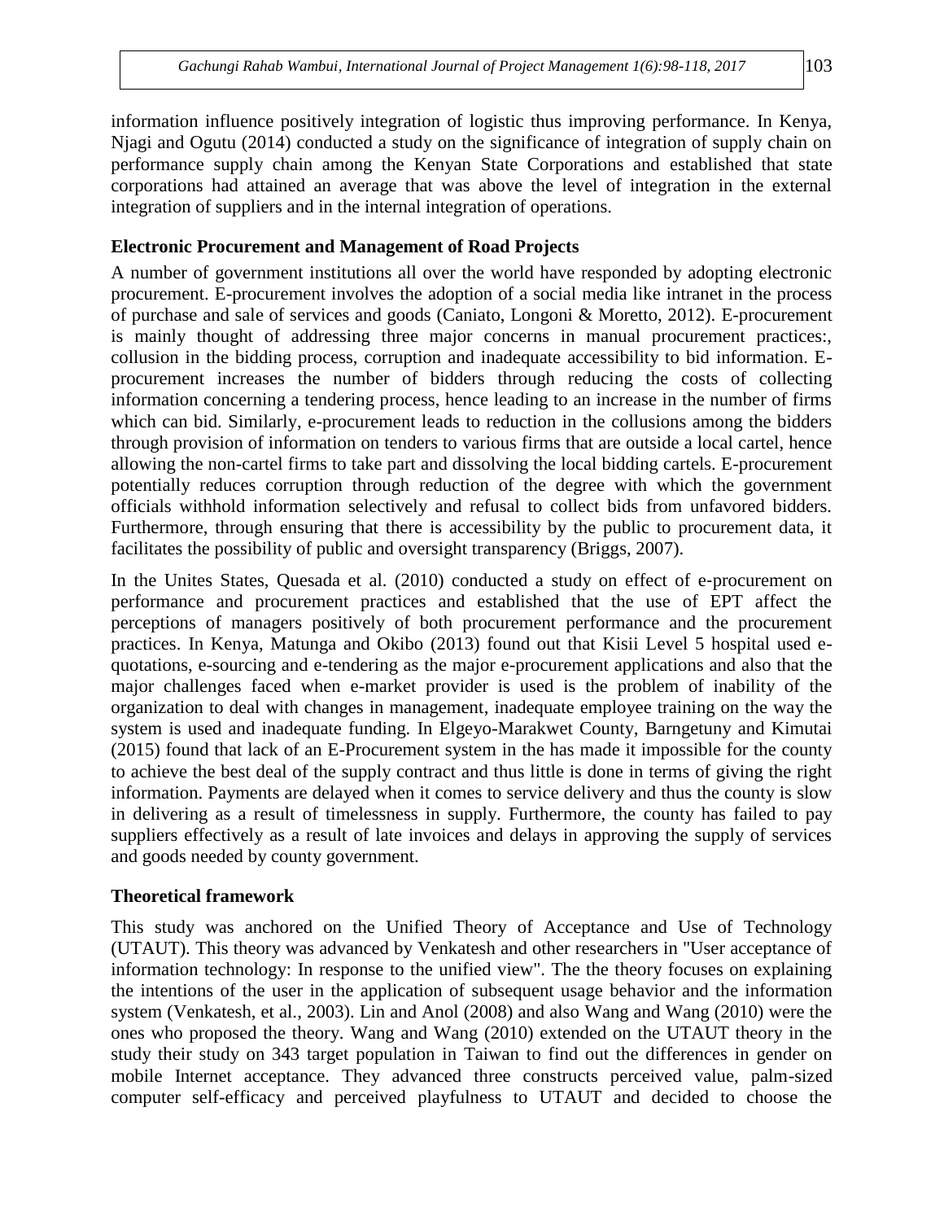information influence positively integration of logistic thus improving performance. In Kenya, Njagi and Ogutu (2014) conducted a study on the significance of integration of supply chain on performance supply chain among the Kenyan State Corporations and established that state corporations had attained an average that was above the level of integration in the external integration of suppliers and in the internal integration of operations.

### Electronic Procurement and Management of Road Projects

A number of government institutions all over the world have responded by adopting electronic procurement. E-procurement involves the adoption of a social media like intranet in the process of purchase and sale of services and goods (Caniato, Longoni & Moretto, 2012). E-procurement is mainly thought of addressing three major concerns in manual procurement practices:, collusion in the bidding process, corruption and inadequate accessibility to bid information. E-procurement increases the number of bidders through reducing the costs of collecting information concerning a tendering process, hence leading to an increase in the number of firms which can bid. Similarly, e-procurement leads to reduction in the collusions among the bidders through provision of information on tenders to various firms that are outside a local cartel, hence allowing the non-cartel firms to take part and dissolving the local bidding cartels. E-procurement potentially reduces corruption through reduction of the degree with which the government officials withhold information selectively and refusal to collect bids from unfavored bidders. Furthermore, through ensuring that there is accessibility by the public to procurement data, it facilitates the possibility of public and oversight transparency (Briggs, 2007).

In the Unites States, Quesada et al. (2010) conducted a study on effect of e-procurement on performance and procurement practices and established that the use of EPT affect the perceptions of managers positively of both procurement performance and the procurement practices. In Kenya, Matunga and Okibo (2013) found out that Kisii Level 5 hospital used e-quotations, e-sourcing and e-tendering as the major e-procurement applications and also that the major challenges faced when e-market provider is used is the problem of inability of the organization to deal with changes in management, inadequate employee training on the way the system is used and inadequate funding. In Elgeyo-Marakwet County, Barngetuny and Kimutai (2015) found that lack of an E-Procurement system in the has made it impossible for the county to achieve the best deal of the supply contract and thus little is done in terms of giving the right information. Payments are delayed when it comes to service delivery and thus the county is slow in delivering as a result of timelessness in supply. Furthermore, the county has failed to pay suppliers effectively as a result of late invoices and delays in approving the supply of services and goods needed by county government.

### Theoretical framework

This study was anchored on the Unified Theory of Acceptance and Use of Technology (UTAUT). This theory was advanced by Venkatesh and other researchers in "User acceptance of information technology: In response to the unified view". The the theory focuses on explaining the intentions of the user in the application of subsequent usage behavior and the information system (Venkatesh, et al., 2003). Lin and Anol (2008) and also Wang and Wang (2010) were the ones who proposed the theory. Wang and Wang (2010) extended on the UTAUT theory in the study their study on 343 target population in Taiwan to find out the differences in gender on mobile Internet acceptance. They advanced three constructs perceived value, palm-sized computer self-efficacy and perceived playfulness to UTAUT and decided to choose the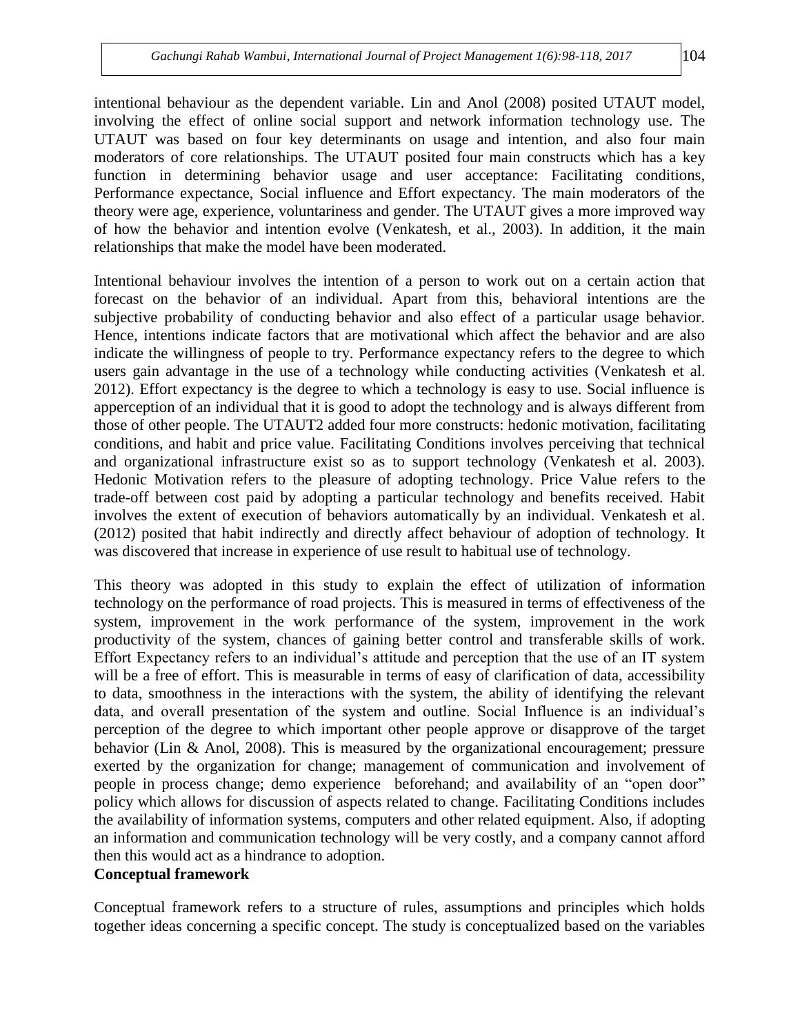intentional behaviour as the dependent variable. Lin and Anol (2008) posited UTAUT model, involving the effect of online social support and network information technology use. The UTAUT was based on four key determinants on usage and intention, and also four main moderators of core relationships. The UTAUT posited four main constructs which has a key function in determining behavior usage and user acceptance: Facilitating conditions, Performance expectance, Social influence and Effort expectancy. The main moderators of the theory were age, experience, voluntariness and gender. The UTAUT gives a more improved way of how the behavior and intention evolve (Venkatesh, et al., 2003). In addition, it the main relationships that make the model have been moderated.

Intentional behaviour involves the intention of a person to work out on a certain action that forecast on the behavior of an individual. Apart from this, behavioral intentions are the subjective probability of conducting behavior and also effect of a particular usage behavior. Hence, intentions indicate factors that are motivational which affect the behavior and are also indicate the willingness of people to try. Performance expectancy refers to the degree to which users gain advantage in the use of a technology while conducting activities (Venkatesh et al. 2012). Effort expectancy is the degree to which a technology is easy to use. Social influence is apperception of an individual that it is good to adopt the technology and is always different from those of other people. The UTAUT2 added four more constructs: hedonic motivation, facilitating conditions, and habit and price value. Facilitating Conditions involves perceiving that technical and organizational infrastructure exist so as to support technology (Venkatesh et al. 2003). Hedonic Motivation refers to the pleasure of adopting technology. Price Value refers to the trade-off between cost paid by adopting a particular technology and benefits received. Habit involves the extent of execution of behaviors automatically by an individual. Venkatesh et al. (2012) posited that habit indirectly and directly affect behaviour of adoption of technology. It was discovered that increase in experience of use result to habitual use of technology.

This theory was adopted in this study to explain the effect of utilization of information technology on the performance of road projects. This is measured in terms of effectiveness of the system, improvement in the work performance of the system, improvement in the work productivity of the system, chances of gaining better control and transferable skills of work. Effort Expectancy refers to an individual's attitude and perception that the use of an IT system will be a free of effort. This is measurable in terms of easy of clarification of data, accessibility to data, smoothness in the interactions with the system, the ability of identifying the relevant data, and overall presentation of the system and outline. Social Influence is an individual's perception of the degree to which important other people approve or disapprove of the target behavior (Lin & Anol, 2008). This is measured by the organizational encouragement; pressure exerted by the organization for change; management of communication and involvement of people in process change; demo experience beforehand; and availability of an "open door" policy which allows for discussion of aspects related to change. Facilitating Conditions includes the availability of information systems, computers and other related equipment. Also, if adopting an information and communication technology will be very costly, and a company cannot afford then this would act as a hindrance to adoption.

## Conceptual framework

Conceptual framework refers to a structure of rules, assumptions and principles which holds together ideas concerning a specific concept. The study is conceptualized based on the variables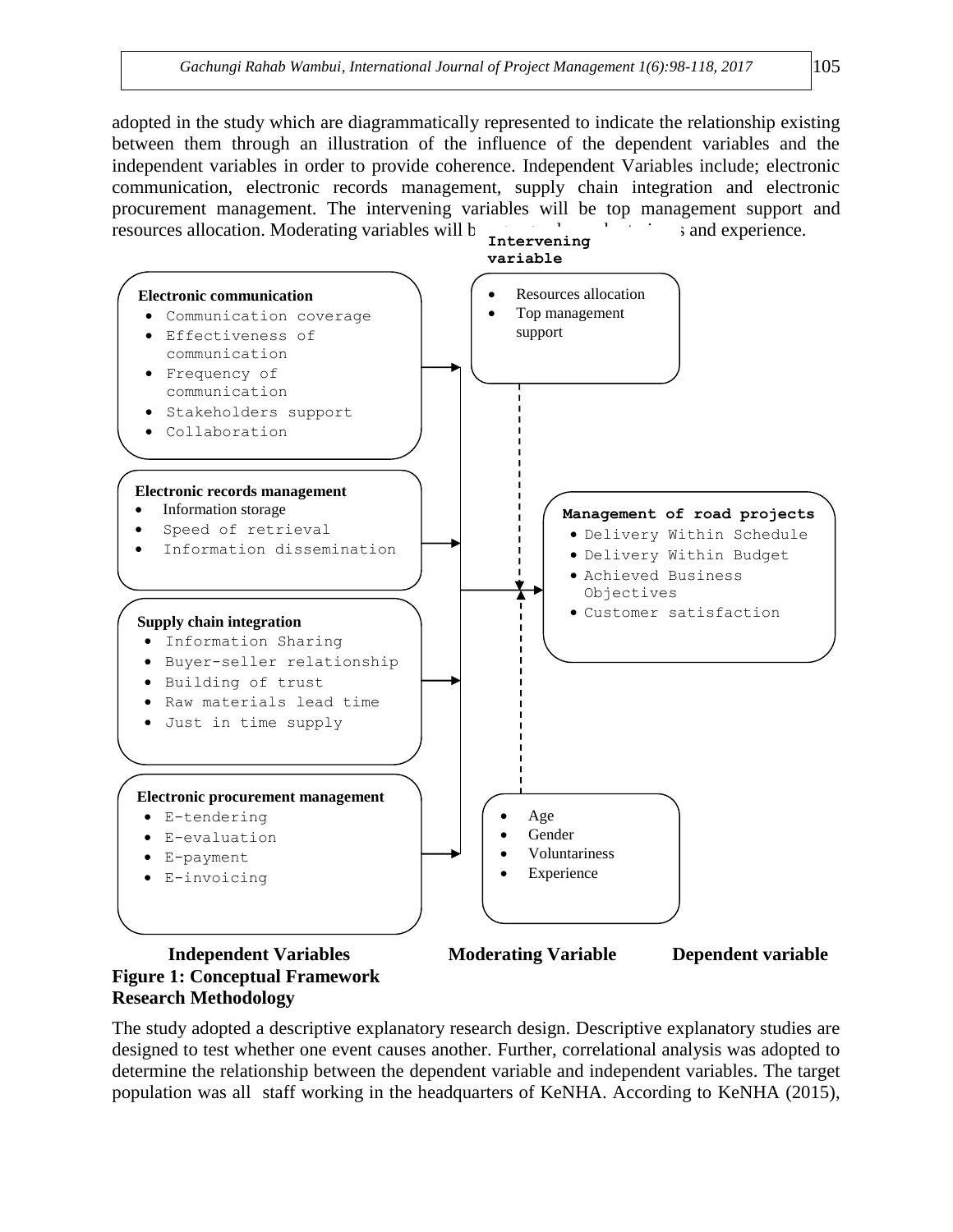adopted in the study which are diagrammatically represented to indicate the relationship existing between them through an illustration of the influence of the dependent variables and the independent variables in order to provide coherence. Independent Variables include; electronic communication, electronic records management, supply chain integration and electronic procurement management. The intervening variables will be top management support and resources allocation. Moderating variables will b... s and experience.

**Intervening variable**

- Resources allocation
- Top management support

**Electronic communication**

- Communication coverage
- Effectiveness of communication
- Frequency of communication
- Stakeholders support
- Collaboration

**Electronic records management**

- Information storage
- Speed of retrieval
- Information dissemination

**Supply chain integration**

- Information Sharing
- Buyer-seller relationship
- Building of trust
- Raw materials lead time
- Just in time supply

**Electronic procurement management**

- E-tendering
- E-evaluation
- E-payment
- E-invoicing

**Management of road projects**

- Delivery Within Schedule
- Delivery Within Budget
- Achieved Business Objectives
- Customer satisfaction

- Age
- Gender
- Voluntariness
- Experience

**Independent Variables** **Moderating Variable** **Dependent variable**

**Figure 1: Conceptual Framework**

## Research Methodology

The study adopted a descriptive explanatory research design. Descriptive explanatory studies are designed to test whether one event causes another. Further, correlational analysis was adopted to determine the relationship between the dependent variable and independent variables. The target population was all staff working in the headquarters of KeNHA. According to KeNHA (2015),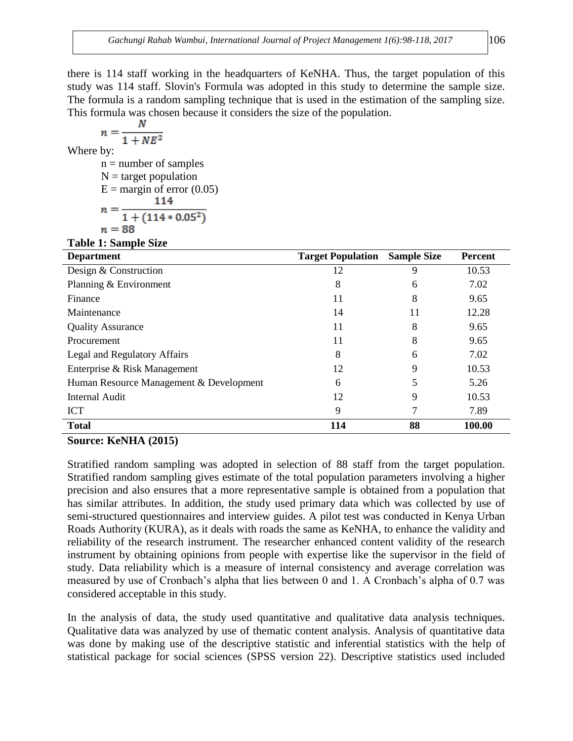there is 114 staff working in the headquarters of KeNHA. Thus, the target population of this study was 114 staff. Slovin's Formula was adopted in this study to determine the sample size. The formula is a random sampling technique that is used in the estimation of the sampling size. This formula was chosen because it considers the size of the population.

$$n = \frac{N}{1 + NE^2}$$

Where by:

n = number of samples

N = target population

E = margin of error (0.05)

$$n = \frac{114}{1 + (114 * 0.05^2)}$$

$$n = 88$$

**Table 1: Sample Size**

| Department | Target Population | Sample Size | Percent |
|---|---|---|---|
| Design & Construction | 12 | 9 | 10.53 |
| Planning & Environment | 8 | 6 | 7.02 |
| Finance | 11 | 8 | 9.65 |
| Maintenance | 14 | 11 | 12.28 |
| Quality Assurance | 11 | 8 | 9.65 |
| Procurement | 11 | 8 | 9.65 |
| Legal and Regulatory Affairs | 8 | 6 | 7.02 |
| Enterprise & Risk Management | 12 | 9 | 10.53 |
| Human Resource Management & Development | 6 | 5 | 5.26 |
| Internal Audit | 12 | 9 | 10.53 |
| ICT | 9 | 7 | 7.89 |
| **Total** | **114** | **88** | **100.00** |

**Source: KeNHA (2015)**

Stratified random sampling was adopted in selection of 88 staff from the target population. Stratified random sampling gives estimate of the total population parameters involving a higher precision and also ensures that a more representative sample is obtained from a population that has similar attributes. In addition, the study used primary data which was collected by use of semi-structured questionnaires and interview guides. A pilot test was conducted in Kenya Urban Roads Authority (KURA), as it deals with roads the same as KeNHA, to enhance the validity and reliability of the research instrument. The researcher enhanced content validity of the research instrument by obtaining opinions from people with expertise like the supervisor in the field of study. Data reliability which is a measure of internal consistency and average correlation was measured by use of Cronbach's alpha that lies between 0 and 1. A Cronbach's alpha of 0.7 was considered acceptable in this study.

In the analysis of data, the study used quantitative and qualitative data analysis techniques. Qualitative data was analyzed by use of thematic content analysis. Analysis of quantitative data was done by making use of the descriptive statistic and inferential statistics with the help of statistical package for social sciences (SPSS version 22). Descriptive statistics used included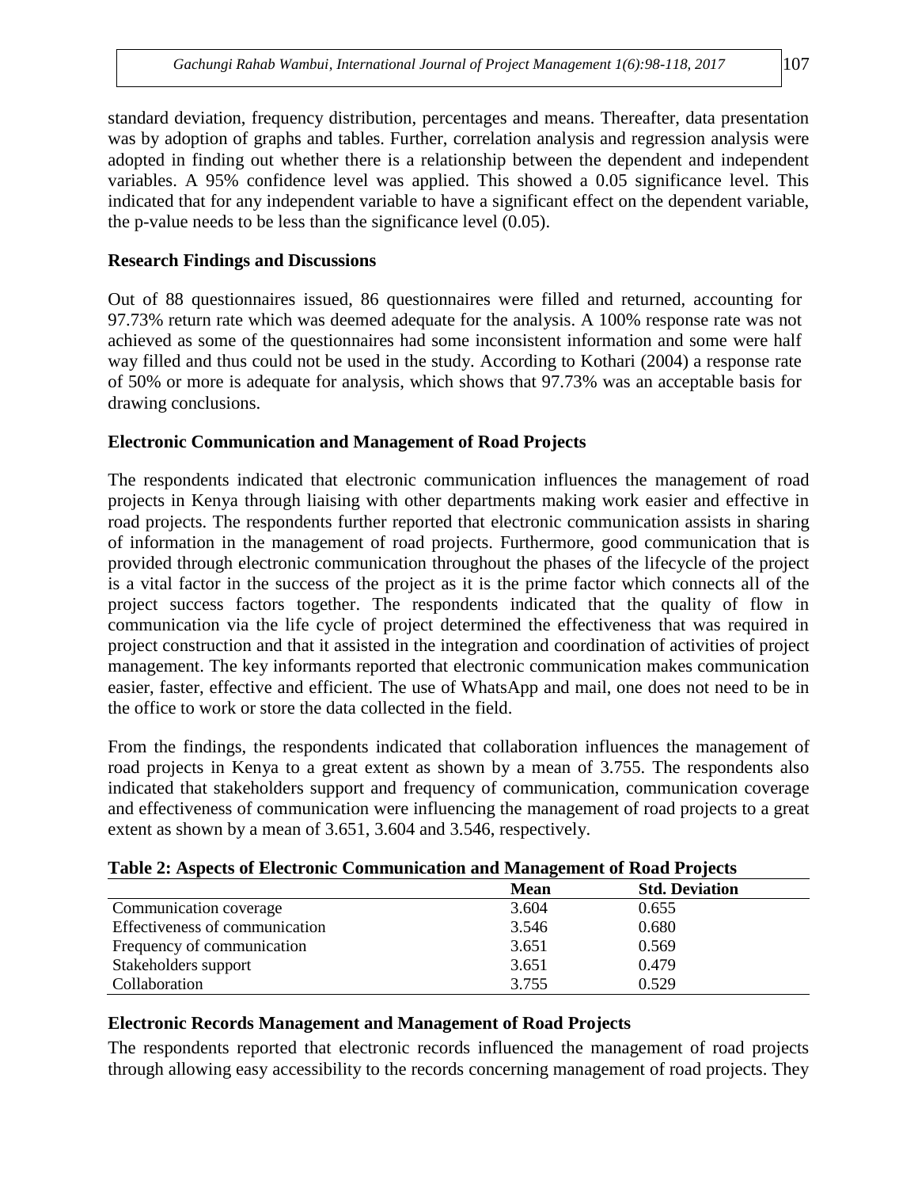standard deviation, frequency distribution, percentages and means. Thereafter, data presentation was by adoption of graphs and tables. Further, correlation analysis and regression analysis were adopted in finding out whether there is a relationship between the dependent and independent variables. A 95% confidence level was applied. This showed a 0.05 significance level. This indicated that for any independent variable to have a significant effect on the dependent variable, the p-value needs to be less than the significance level (0.05).

## Research Findings and Discussions

Out of 88 questionnaires issued, 86 questionnaires were filled and returned, accounting for 97.73% return rate which was deemed adequate for the analysis. A 100% response rate was not achieved as some of the questionnaires had some inconsistent information and some were half way filled and thus could not be used in the study. According to Kothari (2004) a response rate of 50% or more is adequate for analysis, which shows that 97.73% was an acceptable basis for drawing conclusions.

## Electronic Communication and Management of Road Projects

The respondents indicated that electronic communication influences the management of road projects in Kenya through liaising with other departments making work easier and effective in road projects. The respondents further reported that electronic communication assists in sharing of information in the management of road projects. Furthermore, good communication that is provided through electronic communication throughout the phases of the lifecycle of the project is a vital factor in the success of the project as it is the prime factor which connects all of the project success factors together. The respondents indicated that the quality of flow in communication via the life cycle of project determined the effectiveness that was required in project construction and that it assisted in the integration and coordination of activities of project management. The key informants reported that electronic communication makes communication easier, faster, effective and efficient. The use of WhatsApp and mail, one does not need to be in the office to work or store the data collected in the field.

From the findings, the respondents indicated that collaboration influences the management of road projects in Kenya to a great extent as shown by a mean of 3.755. The respondents also indicated that stakeholders support and frequency of communication, communication coverage and effectiveness of communication were influencing the management of road projects to a great extent as shown by a mean of 3.651, 3.604 and 3.546, respectively.

**Table 2: Aspects of Electronic Communication and Management of Road Projects**

| | Mean | Std. Deviation |
|---|---|---|
| Communication coverage | 3.604 | 0.655 |
| Effectiveness of communication | 3.546 | 0.680 |
| Frequency of communication | 3.651 | 0.569 |
| Stakeholders support | 3.651 | 0.479 |
| Collaboration | 3.755 | 0.529 |

## Electronic Records Management and Management of Road Projects

The respondents reported that electronic records influenced the management of road projects through allowing easy accessibility to the records concerning management of road projects. They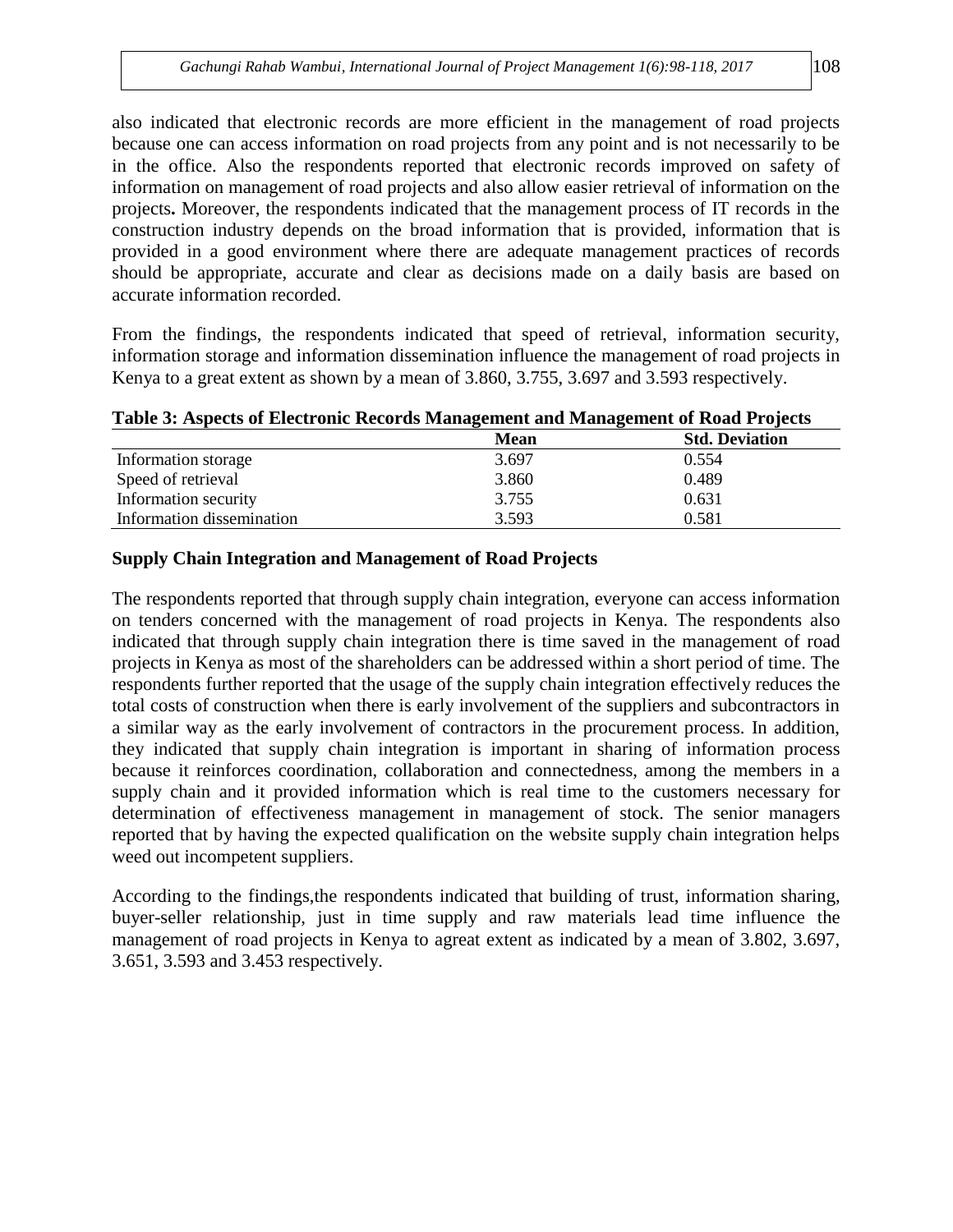also indicated that electronic records are more efficient in the management of road projects because one can access information on road projects from any point and is not necessarily to be in the office. Also the respondents reported that electronic records improved on safety of information on management of road projects and also allow easier retrieval of information on the projects**.** Moreover, the respondents indicated that the management process of IT records in the construction industry depends on the broad information that is provided, information that is provided in a good environment where there are adequate management practices of records should be appropriate, accurate and clear as decisions made on a daily basis are based on accurate information recorded.

From the findings, the respondents indicated that speed of retrieval, information security, information storage and information dissemination influence the management of road projects in Kenya to a great extent as shown by a mean of 3.860, 3.755, 3.697 and 3.593 respectively.

**Table 3: Aspects of Electronic Records Management and Management of Road Projects**

| | Mean | Std. Deviation |
|---|---|---|
| Information storage | 3.697 | 0.554 |
| Speed of retrieval | 3.860 | 0.489 |
| Information security | 3.755 | 0.631 |
| Information dissemination | 3.593 | 0.581 |

### Supply Chain Integration and Management of Road Projects

The respondents reported that through supply chain integration, everyone can access information on tenders concerned with the management of road projects in Kenya. The respondents also indicated that through supply chain integration there is time saved in the management of road projects in Kenya as most of the shareholders can be addressed within a short period of time. The respondents further reported that the usage of the supply chain integration effectively reduces the total costs of construction when there is early involvement of the suppliers and subcontractors in a similar way as the early involvement of contractors in the procurement process. In addition, they indicated that supply chain integration is important in sharing of information process because it reinforces coordination, collaboration and connectedness, among the members in a supply chain and it provided information which is real time to the customers necessary for determination of effectiveness management in management of stock. The senior managers reported that by having the expected qualification on the website supply chain integration helps weed out incompetent suppliers.

According to the findings,the respondents indicated that building of trust, information sharing, buyer-seller relationship, just in time supply and raw materials lead time influence the management of road projects in Kenya to agreat extent as indicated by a mean of 3.802, 3.697, 3.651, 3.593 and 3.453 respectively.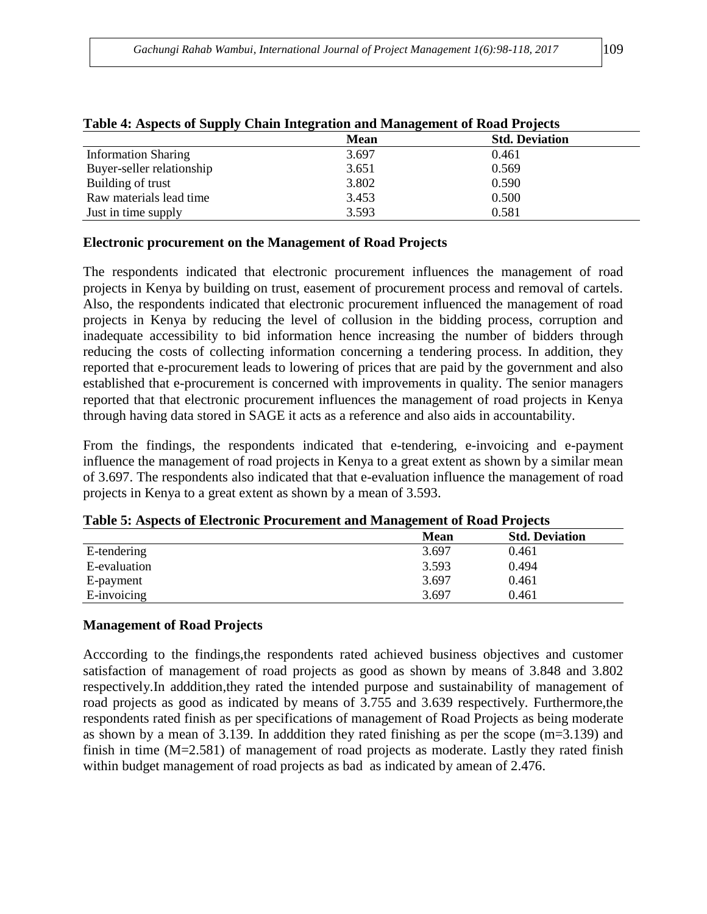**Table 4: Aspects of Supply Chain Integration and Management of Road Projects**

| | Mean | Std. Deviation |
|---|---|---|
| Information Sharing | 3.697 | 0.461 |
| Buyer-seller relationship | 3.651 | 0.569 |
| Building of trust | 3.802 | 0.590 |
| Raw materials lead time | 3.453 | 0.500 |
| Just in time supply | 3.593 | 0.581 |

### Electronic procurement on the Management of Road Projects

The respondents indicated that electronic procurement influences the management of road projects in Kenya by building on trust, easement of procurement process and removal of cartels. Also, the respondents indicated that electronic procurement influenced the management of road projects in Kenya by reducing the level of collusion in the bidding process, corruption and inadequate accessibility to bid information hence increasing the number of bidders through reducing the costs of collecting information concerning a tendering process. In addition, they reported that e-procurement leads to lowering of prices that are paid by the government and also established that e-procurement is concerned with improvements in quality. The senior managers reported that that electronic procurement influences the management of road projects in Kenya through having data stored in SAGE it acts as a reference and also aids in accountability.

From the findings, the respondents indicated that e-tendering, e-invoicing and e-payment influence the management of road projects in Kenya to a great extent as shown by a similar mean of 3.697. The respondents also indicated that that e-evaluation influence the management of road projects in Kenya to a great extent as shown by a mean of 3.593.

**Table 5: Aspects of Electronic Procurement and Management of Road Projects**

| | Mean | Std. Deviation |
|---|---|---|
| E-tendering | 3.697 | 0.461 |
| E-evaluation | 3.593 | 0.494 |
| E-payment | 3.697 | 0.461 |
| E-invoicing | 3.697 | 0.461 |

### Management of Road Projects

Acccording to the findings,the respondents rated achieved business objectives and customer satisfaction of management of road projects as good as shown by means of 3.848 and 3.802 respectively.In adddition,they rated the intended purpose and sustainability of management of road projects as good as indicated by means of 3.755 and 3.639 respectively. Furthermore,the respondents rated finish as per specifications of management of Road Projects as being moderate as shown by a mean of 3.139. In adddition they rated finishing as per the scope (m=3.139) and finish in time (M=2.581) of management of road projects as moderate. Lastly they rated finish within budget management of road projects as bad as indicated by amean of 2.476.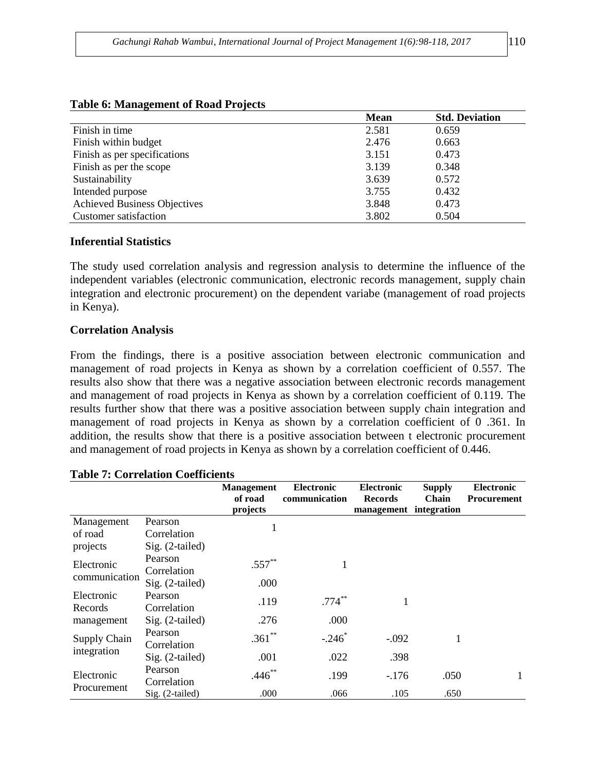**Table 6: Management of Road Projects**

| | Mean | Std. Deviation |
|---|---|---|
| Finish in time | 2.581 | 0.659 |
| Finish within budget | 2.476 | 0.663 |
| Finish as per specifications | 3.151 | 0.473 |
| Finish as per the scope | 3.139 | 0.348 |
| Sustainability | 3.639 | 0.572 |
| Intended purpose | 3.755 | 0.432 |
| Achieved Business Objectives | 3.848 | 0.473 |
| Customer satisfaction | 3.802 | 0.504 |

## Inferential Statistics

The study used correlation analysis and regression analysis to determine the influence of the independent variables (electronic communication, electronic records management, supply chain integration and electronic procurement) on the dependent variabe (management of road projects in Kenya).

### Correlation Analysis

From the findings, there is a positive association between electronic communication and management of road projects in Kenya as shown by a correlation coefficient of 0.557. The results also show that there was a negative association between electronic records management and management of road projects in Kenya as shown by a correlation coefficient of 0.119. The results further show that there was a positive association between supply chain integration and management of road projects in Kenya as shown by a correlation coefficient of 0 .361. In addition, the results show that there is a positive association between t electronic procurement and management of road projects in Kenya as shown by a correlation coefficient of 0.446.

**Table 7: Correlation Coefficients**

| | | Management of road projects | Electronic communication | Electronic Records management | Supply Chain integration | Electronic Procurement |
|---|---|---|---|---|---|---|
| Management of road projects | Pearson Correlation | 1 | | | | |
| | Sig. (2-tailed) | | | | | |
| Electronic communication | Pearson Correlation | .557** | 1 | | | |
| | Sig. (2-tailed) | .000 | | | | |
| Electronic Records management | Pearson Correlation | .119 | .774** | 1 | | |
| | Sig. (2-tailed) | .276 | .000 | | | |
| Supply Chain integration | Pearson Correlation | .361** | -.246* | -.092 | 1 | |
| | Sig. (2-tailed) | .001 | .022 | .398 | | |
| Electronic Procurement | Pearson Correlation | .446** | .199 | -.176 | .050 | 1 |
| | Sig. (2-tailed) | .000 | .066 | .105 | .650 | |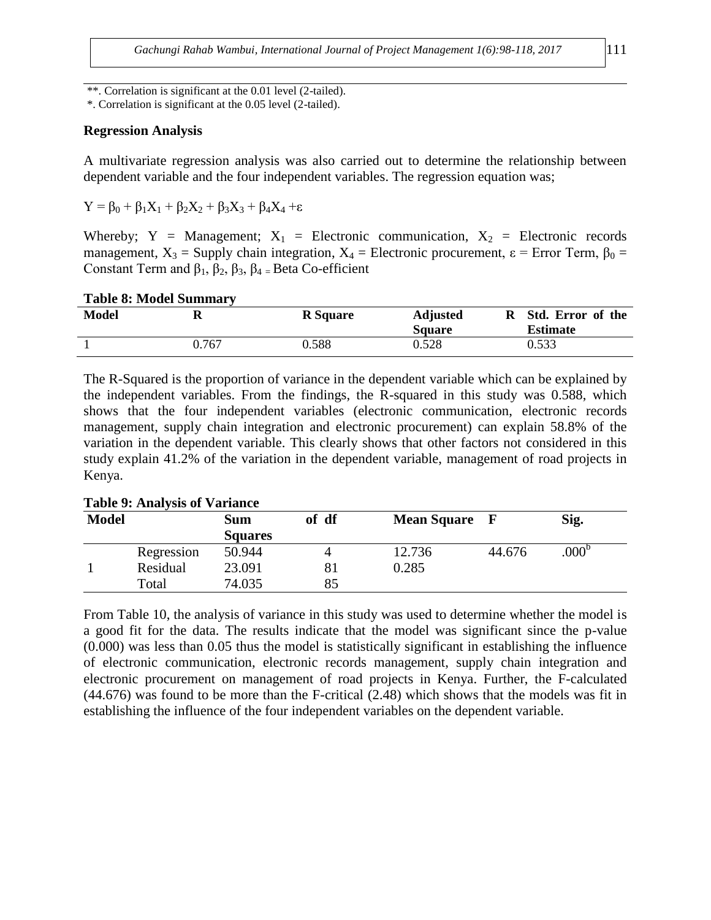**. Correlation is significant at the 0.01 level (2-tailed).
*. Correlation is significant at the 0.05 level (2-tailed).

### Regression Analysis

A multivariate regression analysis was also carried out to determine the relationship between dependent variable and the four independent variables. The regression equation was;

$Y = \beta_0 + \beta_1X_1 + \beta_2X_2 + \beta_3X_3 + \beta_4X_4 + \varepsilon$

Whereby; Y = Management; $X_1$ = Electronic communication, $X_2$ = Electronic records management, $X_3$ = Supply chain integration, $X_4$ = Electronic procurement, $\varepsilon$ = Error Term, $\beta_0$ = Constant Term and $\beta_1$, $\beta_2$, $\beta_3$, $\beta_4$ = Beta Co-efficient

**Table 8: Model Summary**

| Model | R | R Square | Adjusted R Square | Std. Error of the Estimate |
|---|---|---|---|---|
| 1 | 0.767 | 0.588 | 0.528 | 0.533 |

The R-Squared is the proportion of variance in the dependent variable which can be explained by the independent variables. From the findings, the R-squared in this study was 0.588, which shows that the four independent variables (electronic communication, electronic records management, supply chain integration and electronic procurement) can explain 58.8% of the variation in the dependent variable. This clearly shows that other factors not considered in this study explain 41.2% of the variation in the dependent variable, management of road projects in Kenya.

**Table 9: Analysis of Variance**

| Model | | Sum of Squares | df | Mean Square | F | Sig. |
|---|---|---|---|---|---|---|
| 1 | Regression | 50.944 | 4 | 12.736 | 44.676 | .000[b] |
| | Residual | 23.091 | 81 | 0.285 | | |
| | Total | 74.035 | 85 | | | |

From Table 10, the analysis of variance in this study was used to determine whether the model is a good fit for the data. The results indicate that the model was significant since the p-value (0.000) was less than 0.05 thus the model is statistically significant in establishing the influence of electronic communication, electronic records management, supply chain integration and electronic procurement on management of road projects in Kenya. Further, the F-calculated (44.676) was found to be more than the F-critical (2.48) which shows that the models was fit in establishing the influence of the four independent variables on the dependent variable.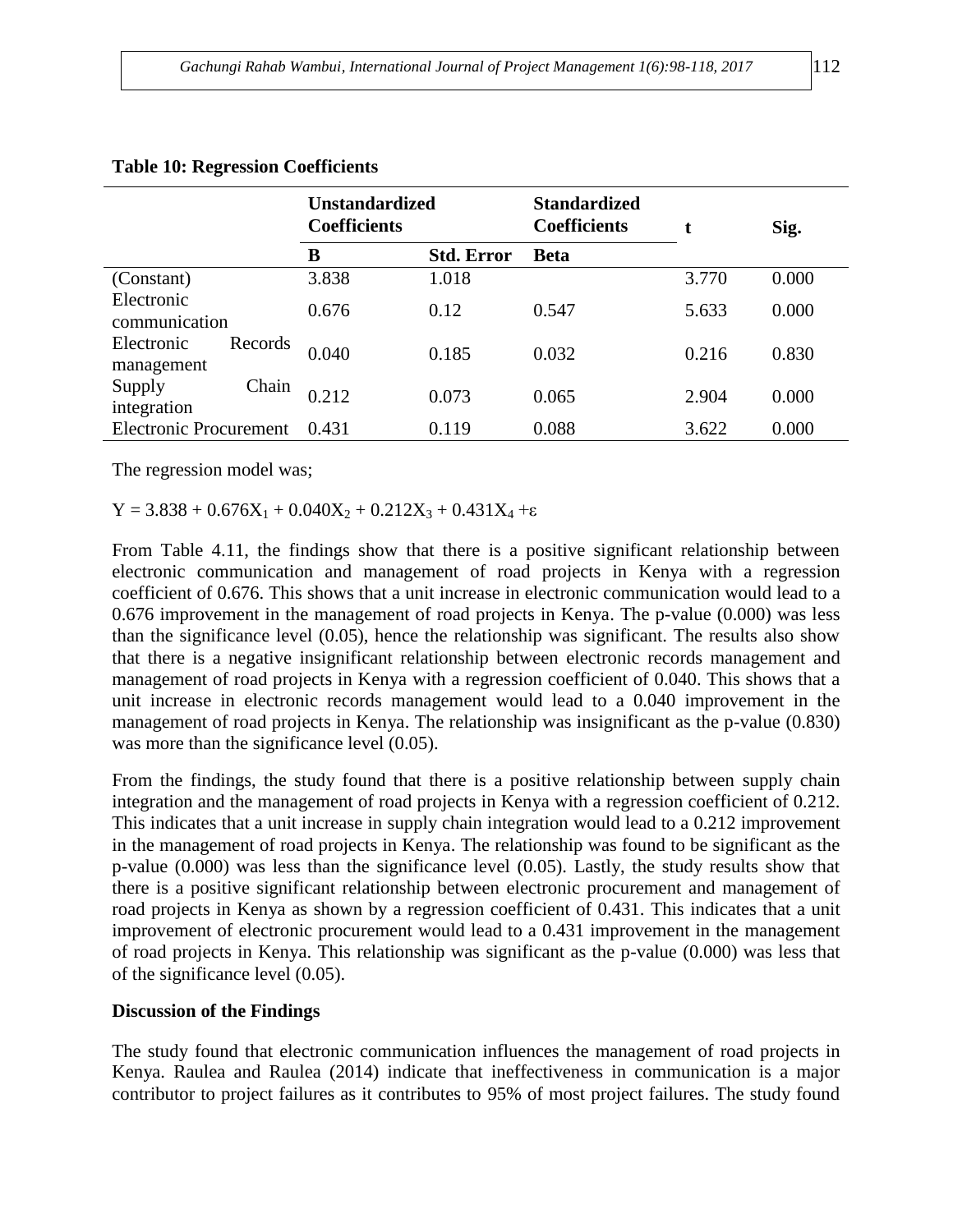**Table 10: Regression Coefficients**

| | Unstandardized Coefficients | | Standardized Coefficients | t | Sig. |
|---|---|---|---|---|---|
| | B | Std. Error | Beta | | |
| (Constant) | 3.838 | 1.018 | | 3.770 | 0.000 |
| Electronic communication | 0.676 | 0.12 | 0.547 | 5.633 | 0.000 |
| Electronic Records management | 0.040 | 0.185 | 0.032 | 0.216 | 0.830 |
| Supply Chain integration | 0.212 | 0.073 | 0.065 | 2.904 | 0.000 |
| Electronic Procurement | 0.431 | 0.119 | 0.088 | 3.622 | 0.000 |

The regression model was;

$Y = 3.838 + 0.676X_1 + 0.040X_2 + 0.212X_3 + 0.431X_4 + \varepsilon$

From Table 4.11, the findings show that there is a positive significant relationship between electronic communication and management of road projects in Kenya with a regression coefficient of 0.676. This shows that a unit increase in electronic communication would lead to a 0.676 improvement in the management of road projects in Kenya. The p-value (0.000) was less than the significance level (0.05), hence the relationship was significant. The results also show that there is a negative insignificant relationship between electronic records management and management of road projects in Kenya with a regression coefficient of 0.040. This shows that a unit increase in electronic records management would lead to a 0.040 improvement in the management of road projects in Kenya. The relationship was insignificant as the p-value (0.830) was more than the significance level (0.05).

From the findings, the study found that there is a positive relationship between supply chain integration and the management of road projects in Kenya with a regression coefficient of 0.212. This indicates that a unit increase in supply chain integration would lead to a 0.212 improvement in the management of road projects in Kenya. The relationship was found to be significant as the p-value (0.000) was less than the significance level (0.05). Lastly, the study results show that there is a positive significant relationship between electronic procurement and management of road projects in Kenya as shown by a regression coefficient of 0.431. This indicates that a unit improvement of electronic procurement would lead to a 0.431 improvement in the management of road projects in Kenya. This relationship was significant as the p-value (0.000) was less that of the significance level (0.05).

**Discussion of the Findings**

The study found that electronic communication influences the management of road projects in Kenya. Raulea and Raulea (2014) indicate that ineffectiveness in communication is a major contributor to project failures as it contributes to 95% of most project failures. The study found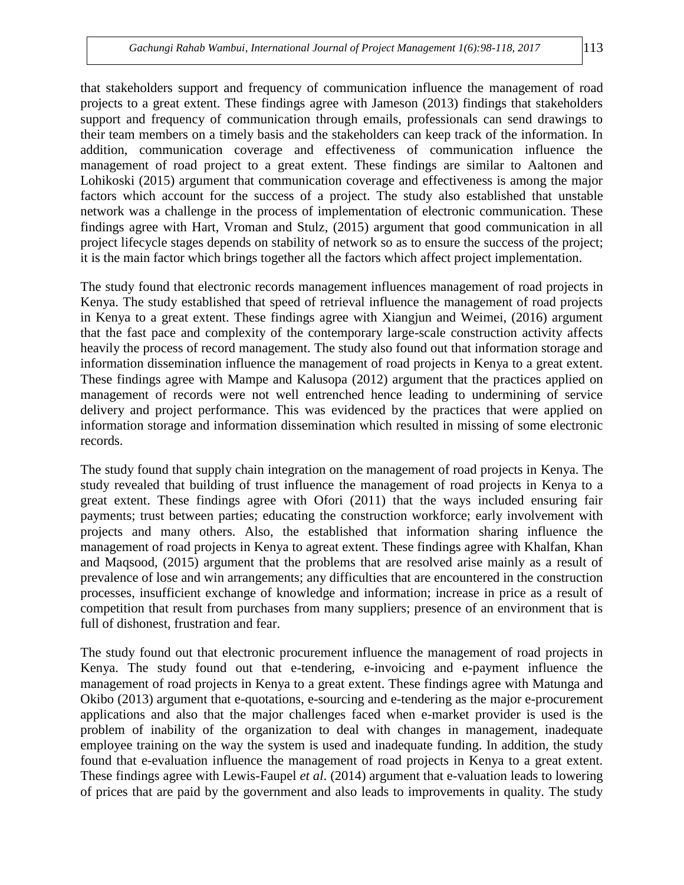that stakeholders support and frequency of communication influence the management of road projects to a great extent. These findings agree with Jameson (2013) findings that stakeholders support and frequency of communication through emails, professionals can send drawings to their team members on a timely basis and the stakeholders can keep track of the information. In addition, communication coverage and effectiveness of communication influence the management of road project to a great extent. These findings are similar to Aaltonen and Lohikoski (2015) argument that communication coverage and effectiveness is among the major factors which account for the success of a project. The study also established that unstable network was a challenge in the process of implementation of electronic communication. These findings agree with Hart, Vroman and Stulz, (2015) argument that good communication in all project lifecycle stages depends on stability of network so as to ensure the success of the project; it is the main factor which brings together all the factors which affect project implementation.

The study found that electronic records management influences management of road projects in Kenya. The study established that speed of retrieval influence the management of road projects in Kenya to a great extent. These findings agree with Xiangjun and Weimei, (2016) argument that the fast pace and complexity of the contemporary large-scale construction activity affects heavily the process of record management. The study also found out that information storage and information dissemination influence the management of road projects in Kenya to a great extent. These findings agree with Mampe and Kalusopa (2012) argument that the practices applied on management of records were not well entrenched hence leading to undermining of service delivery and project performance. This was evidenced by the practices that were applied on information storage and information dissemination which resulted in missing of some electronic records.

The study found that supply chain integration on the management of road projects in Kenya. The study revealed that building of trust influence the management of road projects in Kenya to a great extent. These findings agree with Ofori (2011) that the ways included ensuring fair payments; trust between parties; educating the construction workforce; early involvement with projects and many others. Also, the established that information sharing influence the management of road projects in Kenya to agreat extent. These findings agree with Khalfan, Khan and Maqsood, (2015) argument that the problems that are resolved arise mainly as a result of prevalence of lose and win arrangements; any difficulties that are encountered in the construction processes, insufficient exchange of knowledge and information; increase in price as a result of competition that result from purchases from many suppliers; presence of an environment that is full of dishonest, frustration and fear.

The study found out that electronic procurement influence the management of road projects in Kenya. The study found out that e-tendering, e-invoicing and e-payment influence the management of road projects in Kenya to a great extent. These findings agree with Matunga and Okibo (2013) argument that e-quotations, e-sourcing and e-tendering as the major e-procurement applications and also that the major challenges faced when e-market provider is used is the problem of inability of the organization to deal with changes in management, inadequate employee training on the way the system is used and inadequate funding. In addition, the study found that e-evaluation influence the management of road projects in Kenya to a great extent. These findings agree with Lewis-Faupel *et al.* (2014) argument that e-valuation leads to lowering of prices that are paid by the government and also leads to improvements in quality. The study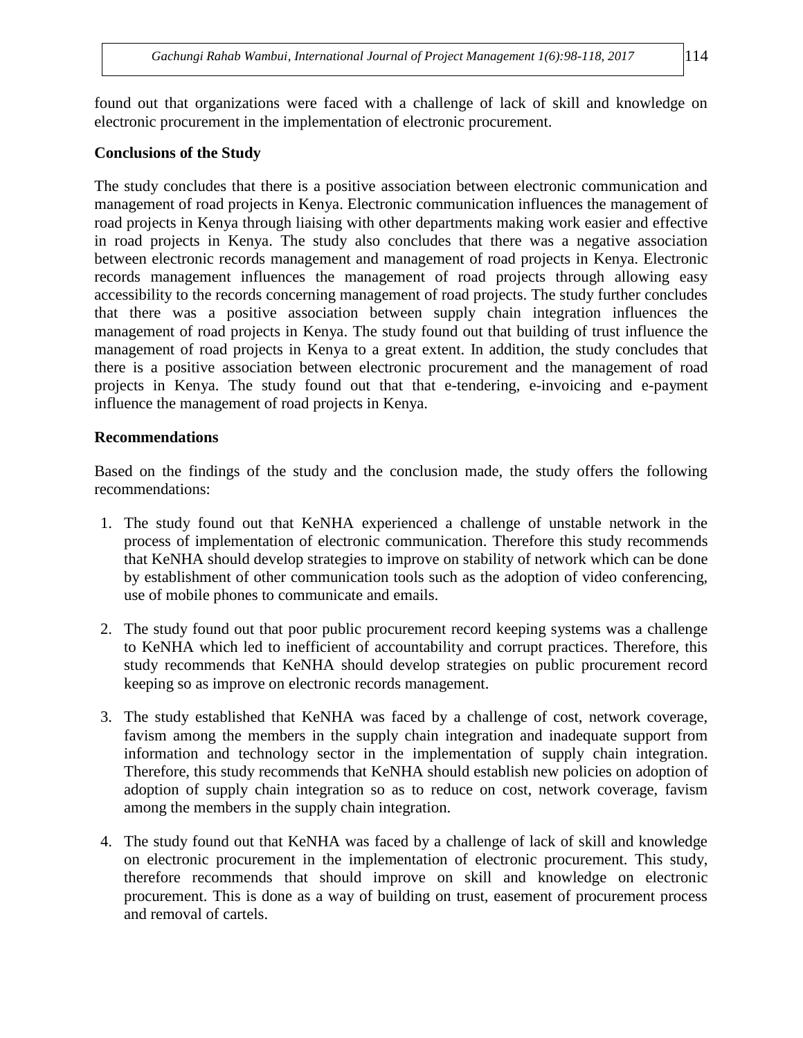found out that organizations were faced with a challenge of lack of skill and knowledge on electronic procurement in the implementation of electronic procurement.

**Conclusions of the Study**

The study concludes that there is a positive association between electronic communication and management of road projects in Kenya. Electronic communication influences the management of road projects in Kenya through liaising with other departments making work easier and effective in road projects in Kenya. The study also concludes that there was a negative association between electronic records management and management of road projects in Kenya. Electronic records management influences the management of road projects through allowing easy accessibility to the records concerning management of road projects. The study further concludes that there was a positive association between supply chain integration influences the management of road projects in Kenya. The study found out that building of trust influence the management of road projects in Kenya to a great extent. In addition, the study concludes that there is a positive association between electronic procurement and the management of road projects in Kenya. The study found out that that e-tendering, e-invoicing and e-payment influence the management of road projects in Kenya.

**Recommendations**

Based on the findings of the study and the conclusion made, the study offers the following recommendations:

1. The study found out that KeNHA experienced a challenge of unstable network in the process of implementation of electronic communication. Therefore this study recommends that KeNHA should develop strategies to improve on stability of network which can be done by establishment of other communication tools such as the adoption of video conferencing, use of mobile phones to communicate and emails.

2. The study found out that poor public procurement record keeping systems was a challenge to KeNHA which led to inefficient of accountability and corrupt practices. Therefore, this study recommends that KeNHA should develop strategies on public procurement record keeping so as improve on electronic records management.

3. The study established that KeNHA was faced by a challenge of cost, network coverage, favism among the members in the supply chain integration and inadequate support from information and technology sector in the implementation of supply chain integration. Therefore, this study recommends that KeNHA should establish new policies on adoption of adoption of supply chain integration so as to reduce on cost, network coverage, favism among the members in the supply chain integration.

4. The study found out that KeNHA was faced by a challenge of lack of skill and knowledge on electronic procurement in the implementation of electronic procurement. This study, therefore recommends that should improve on skill and knowledge on electronic procurement. This is done as a way of building on trust, easement of procurement process and removal of cartels.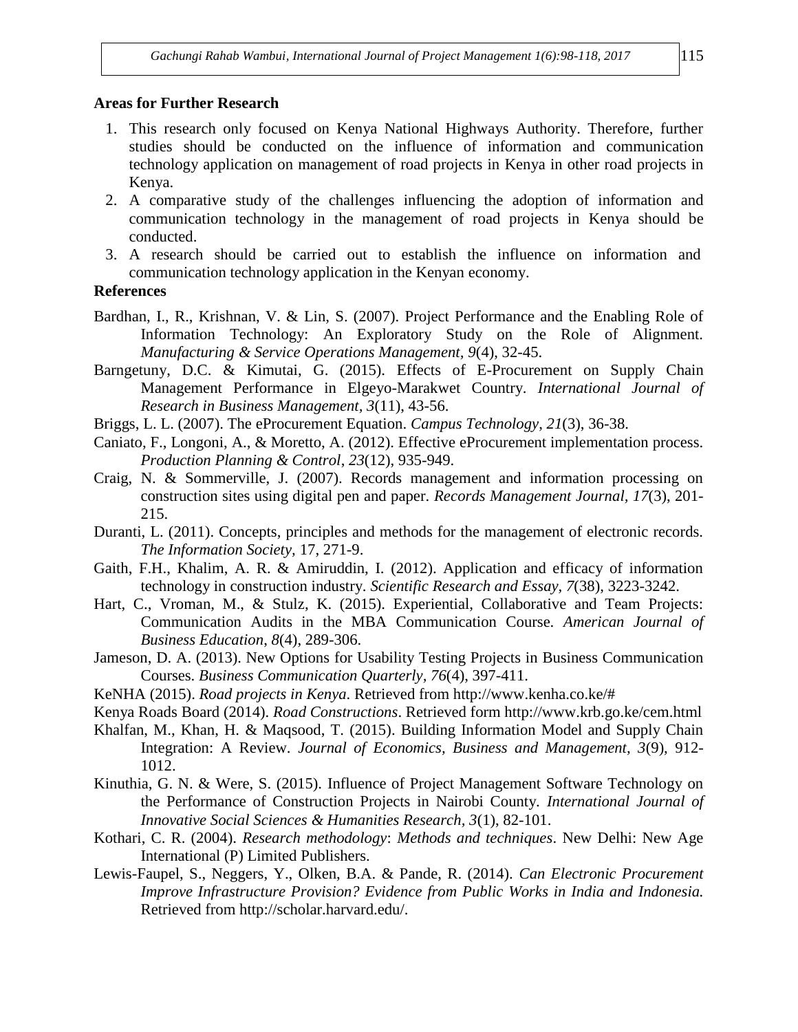## Areas for Further Research

1. This research only focused on Kenya National Highways Authority. Therefore, further studies should be conducted on the influence of information and communication technology application on management of road projects in Kenya in other road projects in Kenya.
2. A comparative study of the challenges influencing the adoption of information and communication technology in the management of road projects in Kenya should be conducted.
3. A research should be carried out to establish the influence on information and communication technology application in the Kenyan economy.

## References

Bardhan, I., R., Krishnan, V. & Lin, S. (2007). Project Performance and the Enabling Role of Information Technology: An Exploratory Study on the Role of Alignment. *Manufacturing & Service Operations Management*, *9*(4), 32-45.

Barngetuny, D.C. & Kimutai, G. (2015). Effects of E-Procurement on Supply Chain Management Performance in Elgeyo-Marakwet Country. *International Journal of Research in Business Management, 3*(11), 43-56.

Briggs, L. L. (2007). The eProcurement Equation. *Campus Technology*, *21*(3), 36-38.

Caniato, F., Longoni, A., & Moretto, A. (2012). Effective eProcurement implementation process. *Production Planning & Control*, *23*(12), 935-949.

Craig, N. & Sommerville, J. (2007). Records management and information processing on construction sites using digital pen and paper. *Records Management Journal, 17*(3), 201-215.

Duranti, L. (2011). Concepts, principles and methods for the management of electronic records. *The Information Society,* 17, 271-9.

Gaith, F.H., Khalim, A. R. & Amiruddin, I. (2012). Application and efficacy of information technology in construction industry. *Scientific Research and Essay, 7*(38), 3223-3242.

Hart, C., Vroman, M., & Stulz, K. (2015). Experiential, Collaborative and Team Projects: Communication Audits in the MBA Communication Course. *American Journal of Business Education*, *8*(4), 289-306.

Jameson, D. A. (2013). New Options for Usability Testing Projects in Business Communication Courses. *Business Communication Quarterly*, *76*(4), 397-411.

KeNHA (2015). *Road projects in Kenya*. Retrieved from http://www.kenha.co.ke/#

Kenya Roads Board (2014). *Road Constructions*. Retrieved form http://www.krb.go.ke/cem.html

Khalfan, M., Khan, H. & Maqsood, T. (2015). Building Information Model and Supply Chain Integration: A Review. *Journal of Economics, Business and Management, 3*(9), 912-1012.

Kinuthia, G. N. & Were, S. (2015). Influence of Project Management Software Technology on the Performance of Construction Projects in Nairobi County. *International Journal of Innovative Social Sciences & Humanities Research, 3*(1), 82-101.

Kothari, C. R. (2004). *Research methodology*: *Methods and techniques*. New Delhi: New Age International (P) Limited Publishers.

Lewis-Faupel, S., Neggers, Y., Olken, B.A. & Pande, R. (2014). *Can Electronic Procurement Improve Infrastructure Provision? Evidence from Public Works in India and Indonesia.* Retrieved from http://scholar.harvard.edu/.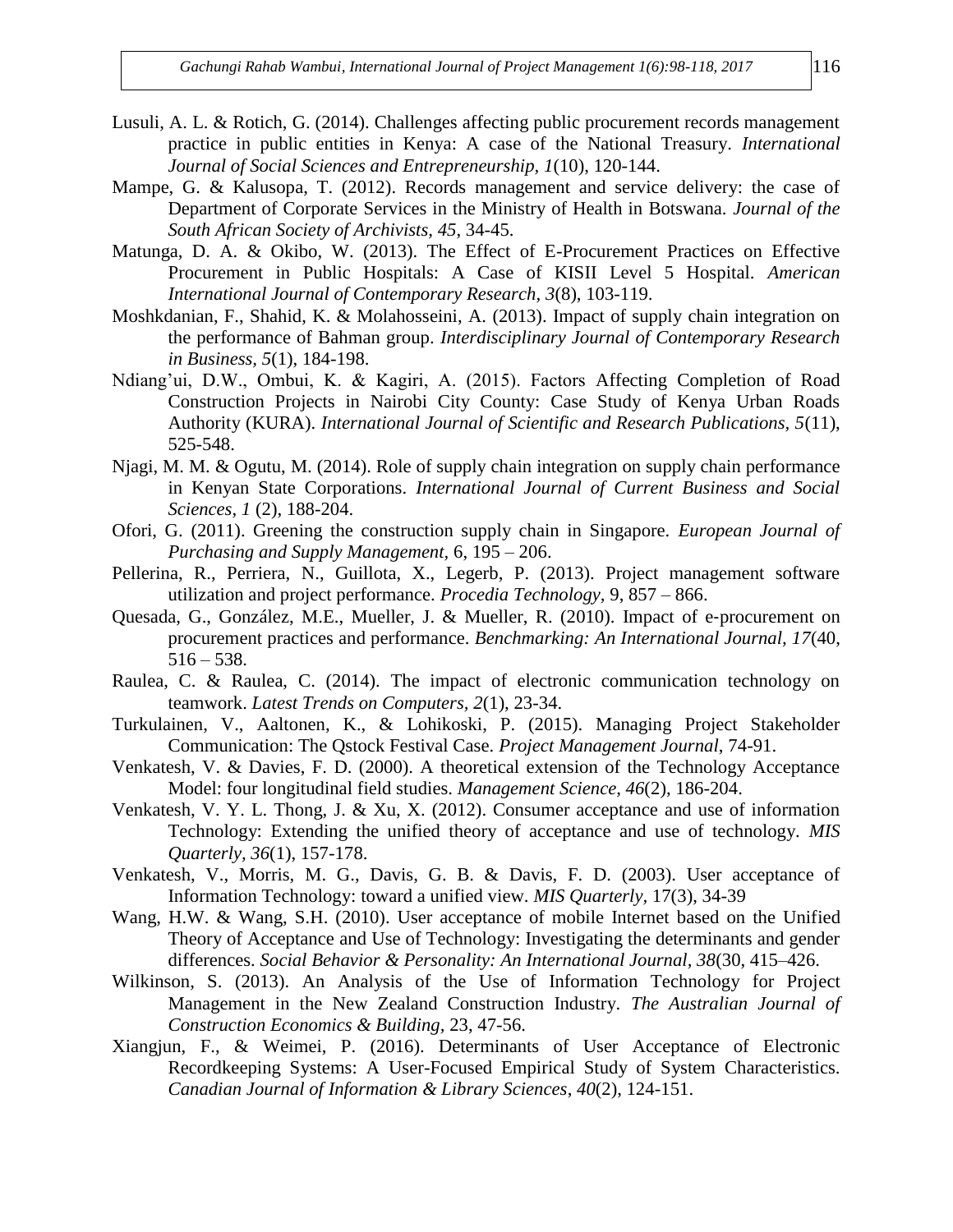Lusuli, A. L. & Rotich, G. (2014). Challenges affecting public procurement records management practice in public entities in Kenya: A case of the National Treasury. *International Journal of Social Sciences and Entrepreneurship, 1*(10), 120-144.

Mampe, G. & Kalusopa, T. (2012). Records management and service delivery: the case of Department of Corporate Services in the Ministry of Health in Botswana. *Journal of the South African Society of Archivists, 45*, 34-45.

Matunga, D. A. & Okibo, W. (2013). The Effect of E-Procurement Practices on Effective Procurement in Public Hospitals: A Case of KISII Level 5 Hospital. *American International Journal of Contemporary Research*, *3*(8), 103-119.

Moshkdanian, F., Shahid, K. & Molahosseini, A. (2013). Impact of supply chain integration on the performance of Bahman group. *Interdisciplinary Journal of Contemporary Research in Business*, *5*(1), 184-198.

Ndiang'ui, D.W., Ombui, K. & Kagiri, A. (2015). Factors Affecting Completion of Road Construction Projects in Nairobi City County: Case Study of Kenya Urban Roads Authority (KURA). *International Journal of Scientific and Research Publications, 5*(11), 525-548.

Njagi, M. M. & Ogutu, M. (2014). Role of supply chain integration on supply chain performance in Kenyan State Corporations. *International Journal of Current Business and Social Sciences*, *1* (2), 188-204.

Ofori, G. (2011). Greening the construction supply chain in Singapore. *European Journal of Purchasing and Supply Management,* 6, 195 – 206.

Pellerina, R., Perriera, N., Guillota, X., Legerb, P. (2013). Project management software utilization and project performance. *Procedia Technology,* 9, 857 – 866.

Quesada, G., González, M.E., Mueller, J. & Mueller, R. (2010). Impact of e-procurement on procurement practices and performance. *Benchmarking: An International Journal, 17*(40, 516 – 538.

Raulea, C. & Raulea, C. (2014). The impact of electronic communication technology on teamwork. *Latest Trends on Computers, 2*(1), 23-34.

Turkulainen, V., Aaltonen, K., & Lohikoski, P. (2015). Managing Project Stakeholder Communication: The Qstock Festival Case. *Project Management Journal*, 74-91.

Venkatesh, V. & Davies, F. D. (2000). A theoretical extension of the Technology Acceptance Model: four longitudinal field studies. *Management Science, 46*(2), 186-204.

Venkatesh, V. Y. L. Thong, J. & Xu, X. (2012). Consumer acceptance and use of information Technology: Extending the unified theory of acceptance and use of technology. *MIS Quarterly, 36*(1), 157-178.

Venkatesh, V., Morris, M. G., Davis, G. B. & Davis, F. D. (2003). User acceptance of Information Technology: toward a unified view. *MIS Quarterly,* 17(3), 34-39

Wang, H.W. & Wang, S.H. (2010). User acceptance of mobile Internet based on the Unified Theory of Acceptance and Use of Technology: Investigating the determinants and gender differences. *Social Behavior & Personality: An International Journal, 38*(30, 415–426.

Wilkinson, S. (2013). An Analysis of the Use of Information Technology for Project Management in the New Zealand Construction Industry. *The Australian Journal of Construction Economics & Building,* 23, 47-56.

Xiangjun, F., & Weimei, P. (2016). Determinants of User Acceptance of Electronic Recordkeeping Systems: A User-Focused Empirical Study of System Characteristics. *Canadian Journal of Information & Library Sciences*, *40*(2), 124-151.